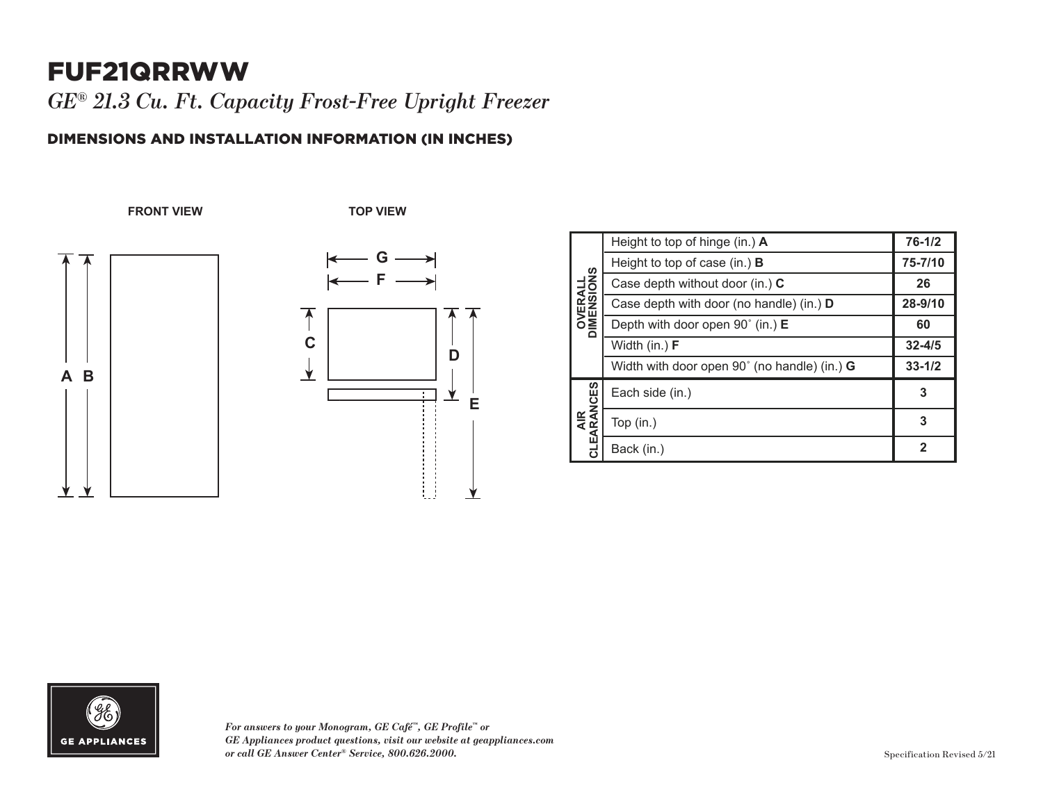# FUF21QRRWW

*GE® 21.3 Cu. Ft. Capacity Frost-Free Upright Freezer*

## DIMENSIONS AND INSTALLATION INFORMATION (IN INCHES)

FRONT VIEW

TOP VIEW

| | | |
|---|---|---|
| OVERALL DIMENSIONS | Height to top of hinge (in.) **A** | **76-1/2** |
| | Height to top of case (in.) **B** | **75-7/10** |
| | Case depth without door (in.) **C** | **26** |
| | Case depth with door (no handle) (in.) **D** | **28-9/10** |
| | Depth with door open 90˚ (in.) **E** | **60** |
| | Width (in.) **F** | **32-4/5** |
| | Width with door open 90˚ (no handle) (in.) **G** | **33-1/2** |
| AIR CLEARANCES | Each side (in.) | **3** |
| | Top (in.) | **3** |
| | Back (in.) | **2** |

GE APPLIANCES

*For answers to your Monogram, GE Café™, GE Profile™ or GE Appliances product questions, visit our website at geappliances.com or call GE Answer Center® Service, 800.626.2000.*

Specification Revised 5/21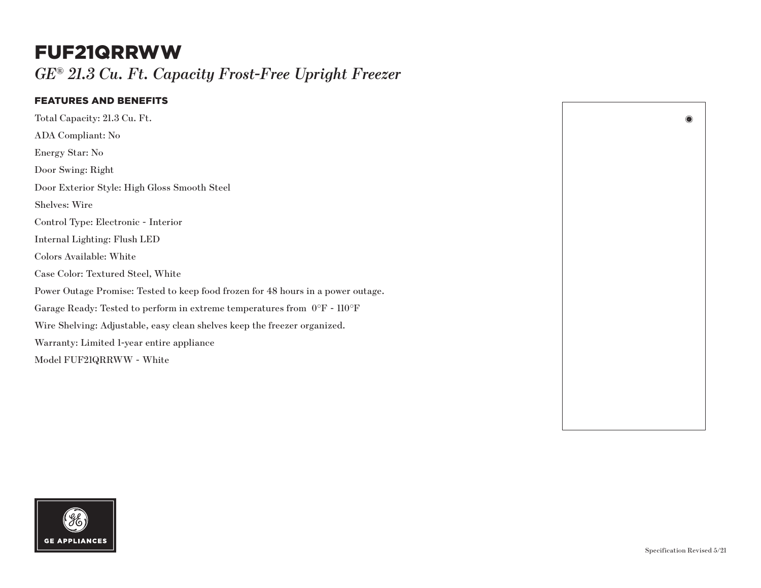# FUF21QRRWW

*GE® 21.3 Cu. Ft. Capacity Frost-Free Upright Freezer*

## FEATURES AND BENEFITS

Total Capacity: 21.3 Cu. Ft.

ADA Compliant: No

Energy Star: No

Door Swing: Right

Door Exterior Style: High Gloss Smooth Steel

Shelves: Wire

Control Type: Electronic - Interior

Internal Lighting: Flush LED

Colors Available: White

Case Color: Textured Steel, White

Power Outage Promise: Tested to keep food frozen for 48 hours in a power outage.

Garage Ready: Tested to perform in extreme temperatures from 0°F - 110°F

Wire Shelving: Adjustable, easy clean shelves keep the freezer organized.

Warranty: Limited 1-year entire appliance

Model FUF21QRRWW - White

GE APPLIANCES

Specification Revised 5/21